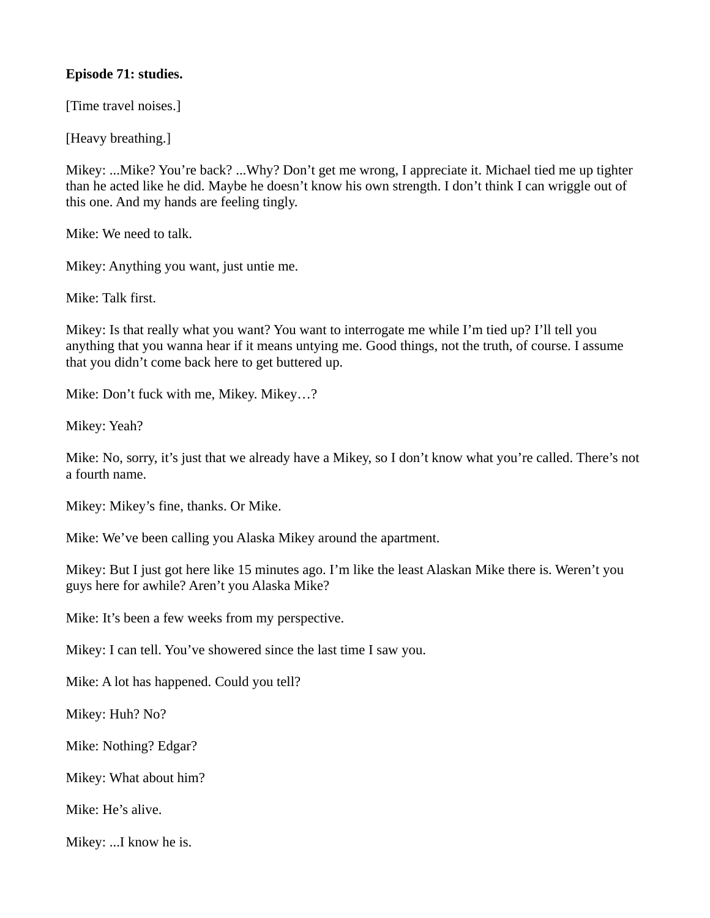**Episode 71: studies.**

[Time travel noises.]

[Heavy breathing.]

Mikey: ...Mike? You're back? ...Why? Don't get me wrong, I appreciate it. Michael tied me up tighter than he acted like he did. Maybe he doesn't know his own strength. I don't think I can wriggle out of this one. And my hands are feeling tingly.

Mike: We need to talk.

Mikey: Anything you want, just untie me.

Mike: Talk first.

Mikey: Is that really what you want? You want to interrogate me while I'm tied up? I'll tell you anything that you wanna hear if it means untying me. Good things, not the truth, of course. I assume that you didn't come back here to get buttered up.

Mike: Don't fuck with me, Mikey. Mikey…?

Mikey: Yeah?

Mike: No, sorry, it's just that we already have a Mikey, so I don't know what you're called. There's not a fourth name.

Mikey: Mikey's fine, thanks. Or Mike.

Mike: We've been calling you Alaska Mikey around the apartment.

Mikey: But I just got here like 15 minutes ago. I'm like the least Alaskan Mike there is. Weren't you guys here for awhile? Aren't you Alaska Mike?

Mike: It's been a few weeks from my perspective.

Mikey: I can tell. You've showered since the last time I saw you.

Mike: A lot has happened. Could you tell?

Mikey: Huh? No?

Mike: Nothing? Edgar?

Mikey: What about him?

Mike: He's alive.

Mikey: ...I know he is.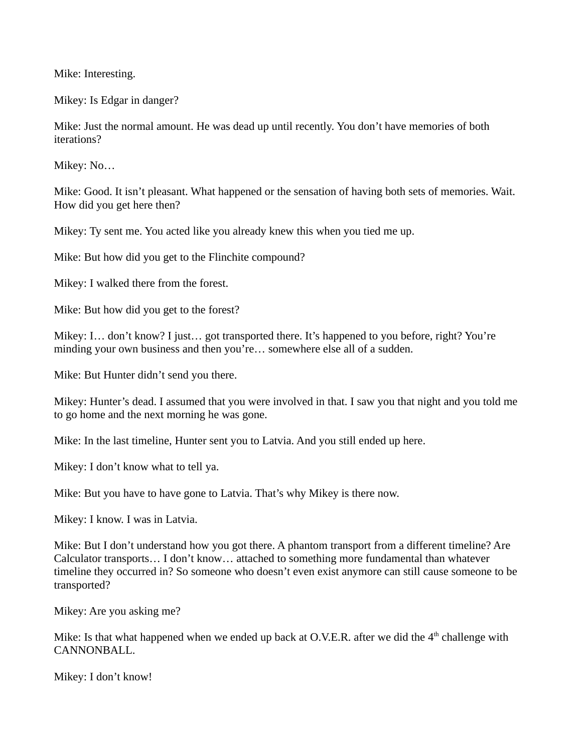Mike: Interesting.

Mikey: Is Edgar in danger?

Mike: Just the normal amount. He was dead up until recently. You don't have memories of both iterations?

Mikey: No…

Mike: Good. It isn't pleasant. What happened or the sensation of having both sets of memories. Wait. How did you get here then?

Mikey: Ty sent me. You acted like you already knew this when you tied me up.

Mike: But how did you get to the Flinchite compound?

Mikey: I walked there from the forest.

Mike: But how did you get to the forest?

Mikey: I… don't know? I just… got transported there. It's happened to you before, right? You're minding your own business and then you're… somewhere else all of a sudden.

Mike: But Hunter didn't send you there.

Mikey: Hunter's dead. I assumed that you were involved in that. I saw you that night and you told me to go home and the next morning he was gone.

Mike: In the last timeline, Hunter sent you to Latvia. And you still ended up here.

Mikey: I don't know what to tell ya.

Mike: But you have to have gone to Latvia. That's why Mikey is there now.

Mikey: I know. I was in Latvia.

Mike: But I don't understand how you got there. A phantom transport from a different timeline? Are Calculator transports… I don't know… attached to something more fundamental than whatever timeline they occurred in? So someone who doesn't even exist anymore can still cause someone to be transported?

Mikey: Are you asking me?

Mike: Is that what happened when we ended up back at O.V.E.R. after we did the 4th challenge with CANNONBALL.

Mikey: I don't know!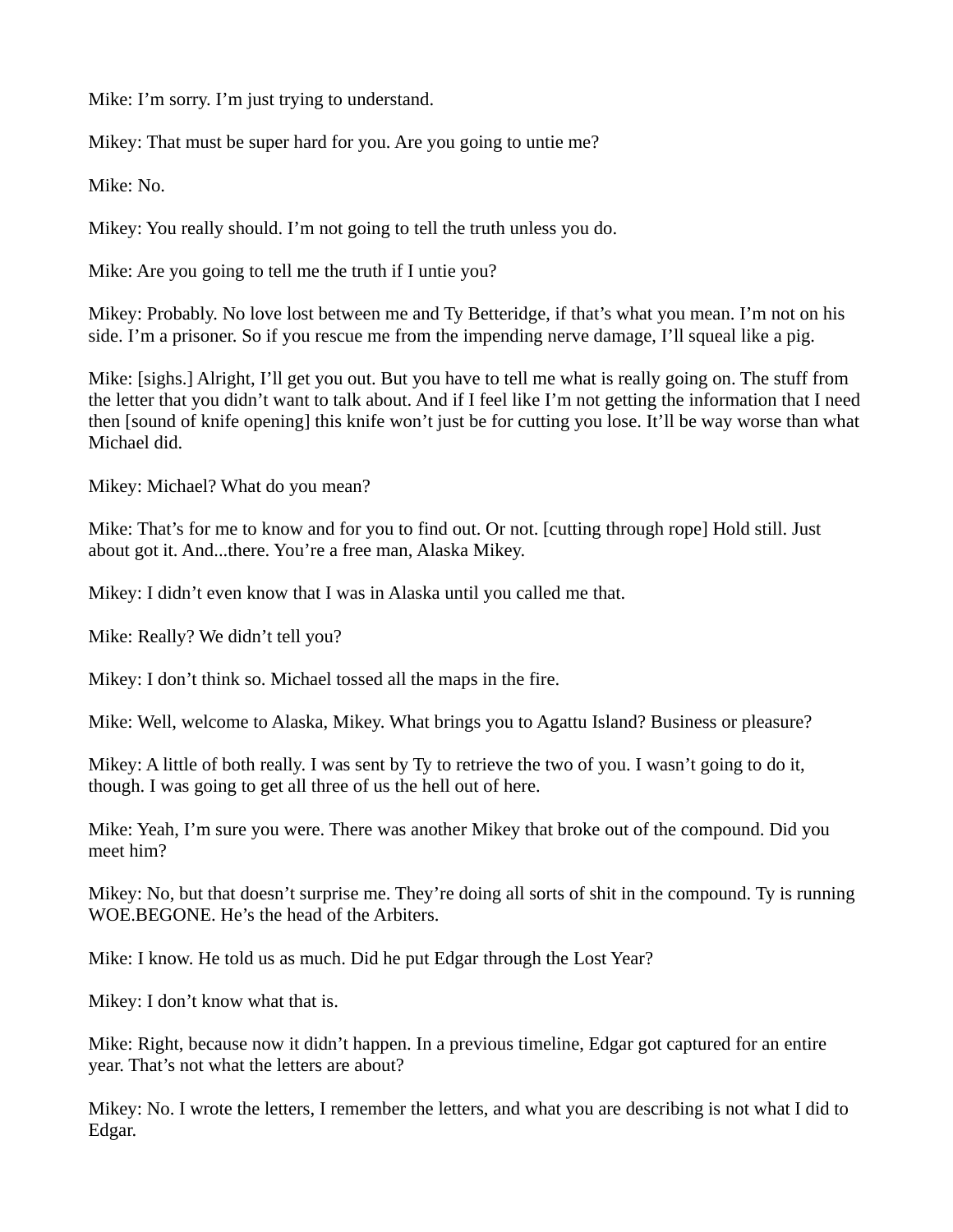Mike: I'm sorry. I'm just trying to understand.

Mikey: That must be super hard for you. Are you going to untie me?

Mike: No.

Mikey: You really should. I'm not going to tell the truth unless you do.

Mike: Are you going to tell me the truth if I untie you?

Mikey: Probably. No love lost between me and Ty Betteridge, if that's what you mean. I'm not on his side. I'm a prisoner. So if you rescue me from the impending nerve damage, I'll squeal like a pig.

Mike: [sighs.] Alright, I'll get you out. But you have to tell me what is really going on. The stuff from the letter that you didn't want to talk about. And if I feel like I'm not getting the information that I need then [sound of knife opening] this knife won't just be for cutting you lose. It'll be way worse than what Michael did.

Mikey: Michael? What do you mean?

Mike: That's for me to know and for you to find out. Or not. [cutting through rope] Hold still. Just about got it. And...there. You're a free man, Alaska Mikey.

Mikey: I didn't even know that I was in Alaska until you called me that.

Mike: Really? We didn't tell you?

Mikey: I don't think so. Michael tossed all the maps in the fire.

Mike: Well, welcome to Alaska, Mikey. What brings you to Agattu Island? Business or pleasure?

Mikey: A little of both really. I was sent by Ty to retrieve the two of you. I wasn't going to do it, though. I was going to get all three of us the hell out of here.

Mike: Yeah, I'm sure you were. There was another Mikey that broke out of the compound. Did you meet him?

Mikey: No, but that doesn't surprise me. They're doing all sorts of shit in the compound. Ty is running WOE.BEGONE. He's the head of the Arbiters.

Mike: I know. He told us as much. Did he put Edgar through the Lost Year?

Mikey: I don't know what that is.

Mike: Right, because now it didn't happen. In a previous timeline, Edgar got captured for an entire year. That's not what the letters are about?

Mikey: No. I wrote the letters, I remember the letters, and what you are describing is not what I did to Edgar.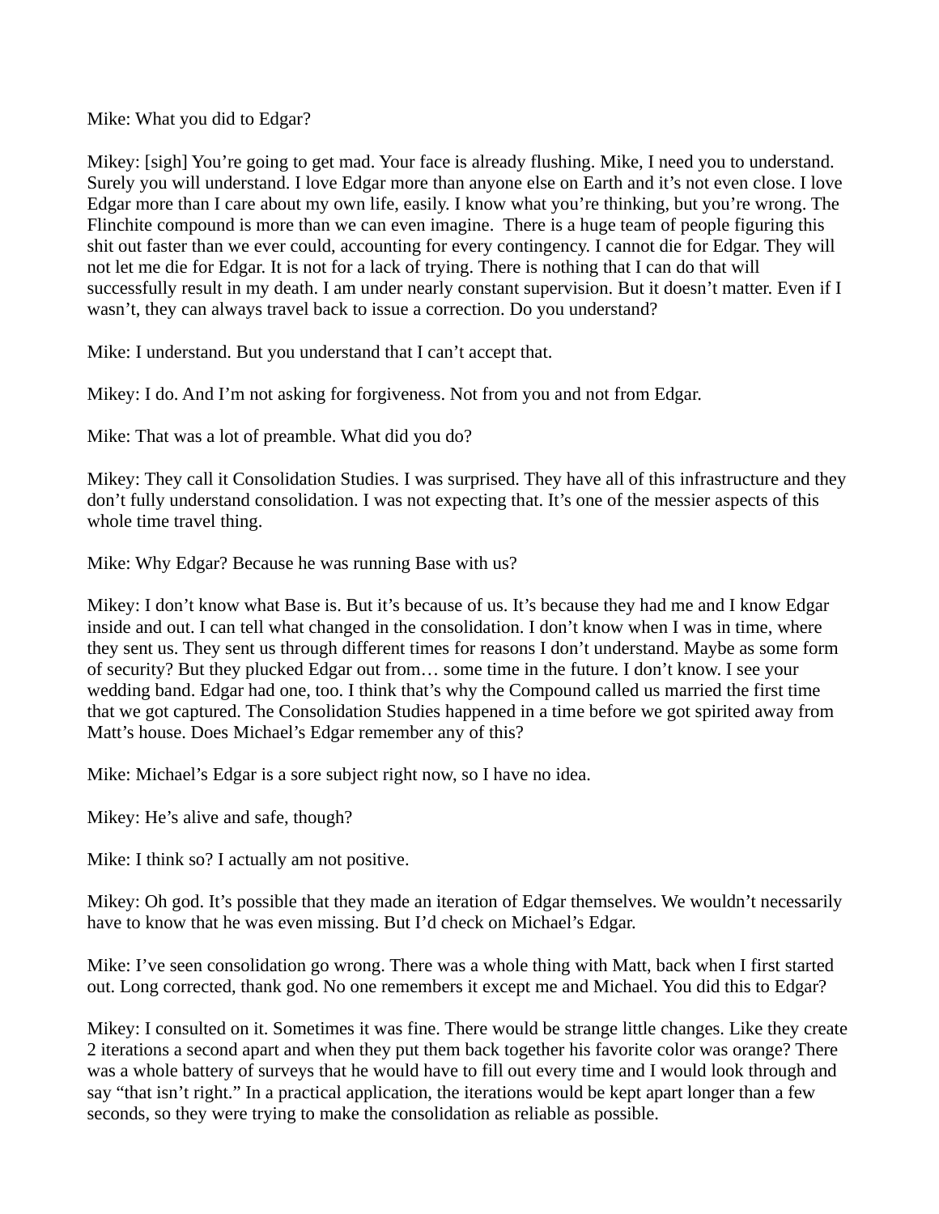Mike: What you did to Edgar?

Mikey: [sigh] You're going to get mad. Your face is already flushing. Mike, I need you to understand. Surely you will understand. I love Edgar more than anyone else on Earth and it's not even close. I love Edgar more than I care about my own life, easily. I know what you're thinking, but you're wrong. The Flinchite compound is more than we can even imagine. There is a huge team of people figuring this shit out faster than we ever could, accounting for every contingency. I cannot die for Edgar. They will not let me die for Edgar. It is not for a lack of trying. There is nothing that I can do that will successfully result in my death. I am under nearly constant supervision. But it doesn't matter. Even if I wasn't, they can always travel back to issue a correction. Do you understand?

Mike: I understand. But you understand that I can't accept that.

Mikey: I do. And I'm not asking for forgiveness. Not from you and not from Edgar.

Mike: That was a lot of preamble. What did you do?

Mikey: They call it Consolidation Studies. I was surprised. They have all of this infrastructure and they don't fully understand consolidation. I was not expecting that. It's one of the messier aspects of this whole time travel thing.

Mike: Why Edgar? Because he was running Base with us?

Mikey: I don't know what Base is. But it's because of us. It's because they had me and I know Edgar inside and out. I can tell what changed in the consolidation. I don't know when I was in time, where they sent us. They sent us through different times for reasons I don't understand. Maybe as some form of security? But they plucked Edgar out from… some time in the future. I don't know. I see your wedding band. Edgar had one, too. I think that's why the Compound called us married the first time that we got captured. The Consolidation Studies happened in a time before we got spirited away from Matt's house. Does Michael's Edgar remember any of this?

Mike: Michael's Edgar is a sore subject right now, so I have no idea.

Mikey: He's alive and safe, though?

Mike: I think so? I actually am not positive.

Mikey: Oh god. It's possible that they made an iteration of Edgar themselves. We wouldn't necessarily have to know that he was even missing. But I'd check on Michael's Edgar.

Mike: I've seen consolidation go wrong. There was a whole thing with Matt, back when I first started out. Long corrected, thank god. No one remembers it except me and Michael. You did this to Edgar?

Mikey: I consulted on it. Sometimes it was fine. There would be strange little changes. Like they create 2 iterations a second apart and when they put them back together his favorite color was orange? There was a whole battery of surveys that he would have to fill out every time and I would look through and say "that isn't right." In a practical application, the iterations would be kept apart longer than a few seconds, so they were trying to make the consolidation as reliable as possible.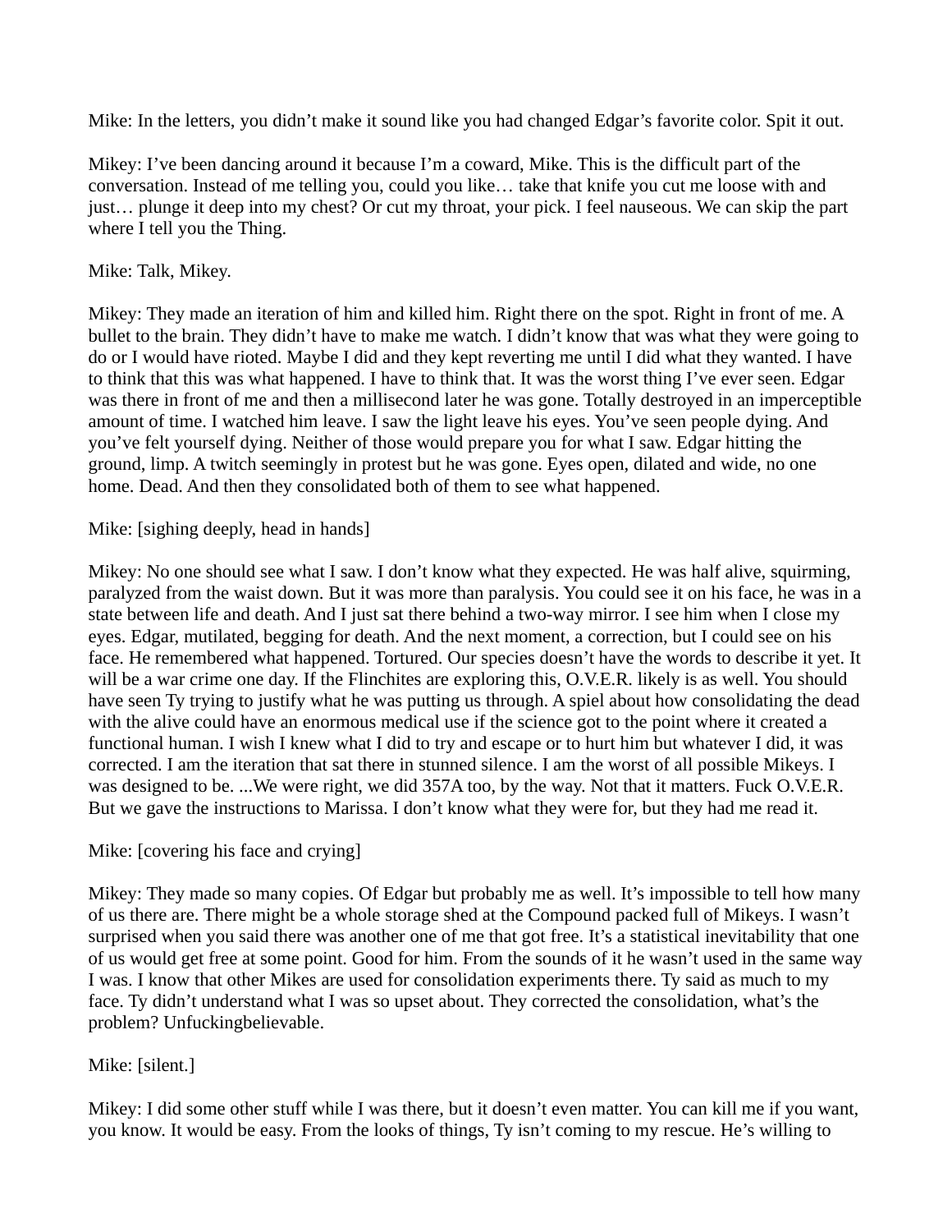Mike: In the letters, you didn't make it sound like you had changed Edgar's favorite color. Spit it out.

Mikey: I've been dancing around it because I'm a coward, Mike. This is the difficult part of the conversation. Instead of me telling you, could you like… take that knife you cut me loose with and just… plunge it deep into my chest? Or cut my throat, your pick. I feel nauseous. We can skip the part where I tell you the Thing.

Mike: Talk, Mikey.

Mikey: They made an iteration of him and killed him. Right there on the spot. Right in front of me. A bullet to the brain. They didn't have to make me watch. I didn't know that was what they were going to do or I would have rioted. Maybe I did and they kept reverting me until I did what they wanted. I have to think that this was what happened. I have to think that. It was the worst thing I've ever seen. Edgar was there in front of me and then a millisecond later he was gone. Totally destroyed in an imperceptible amount of time. I watched him leave. I saw the light leave his eyes. You've seen people dying. And you've felt yourself dying. Neither of those would prepare you for what I saw. Edgar hitting the ground, limp. A twitch seemingly in protest but he was gone. Eyes open, dilated and wide, no one home. Dead. And then they consolidated both of them to see what happened.

Mike: [sighing deeply, head in hands]

Mikey: No one should see what I saw. I don't know what they expected. He was half alive, squirming, paralyzed from the waist down. But it was more than paralysis. You could see it on his face, he was in a state between life and death. And I just sat there behind a two-way mirror. I see him when I close my eyes. Edgar, mutilated, begging for death. And the next moment, a correction, but I could see on his face. He remembered what happened. Tortured. Our species doesn't have the words to describe it yet. It will be a war crime one day. If the Flinchites are exploring this, O.V.E.R. likely is as well. You should have seen Ty trying to justify what he was putting us through. A spiel about how consolidating the dead with the alive could have an enormous medical use if the science got to the point where it created a functional human. I wish I knew what I did to try and escape or to hurt him but whatever I did, it was corrected. I am the iteration that sat there in stunned silence. I am the worst of all possible Mikeys. I was designed to be. ...We were right, we did 357A too, by the way. Not that it matters. Fuck O.V.E.R. But we gave the instructions to Marissa. I don't know what they were for, but they had me read it.

Mike: [covering his face and crying]

Mikey: They made so many copies. Of Edgar but probably me as well. It's impossible to tell how many of us there are. There might be a whole storage shed at the Compound packed full of Mikeys. I wasn't surprised when you said there was another one of me that got free. It's a statistical inevitability that one of us would get free at some point. Good for him. From the sounds of it he wasn't used in the same way I was. I know that other Mikes are used for consolidation experiments there. Ty said as much to my face. Ty didn't understand what I was so upset about. They corrected the consolidation, what's the problem? Unfuckingbelievable.

Mike: [silent.]

Mikey: I did some other stuff while I was there, but it doesn't even matter. You can kill me if you want, you know. It would be easy. From the looks of things, Ty isn't coming to my rescue. He's willing to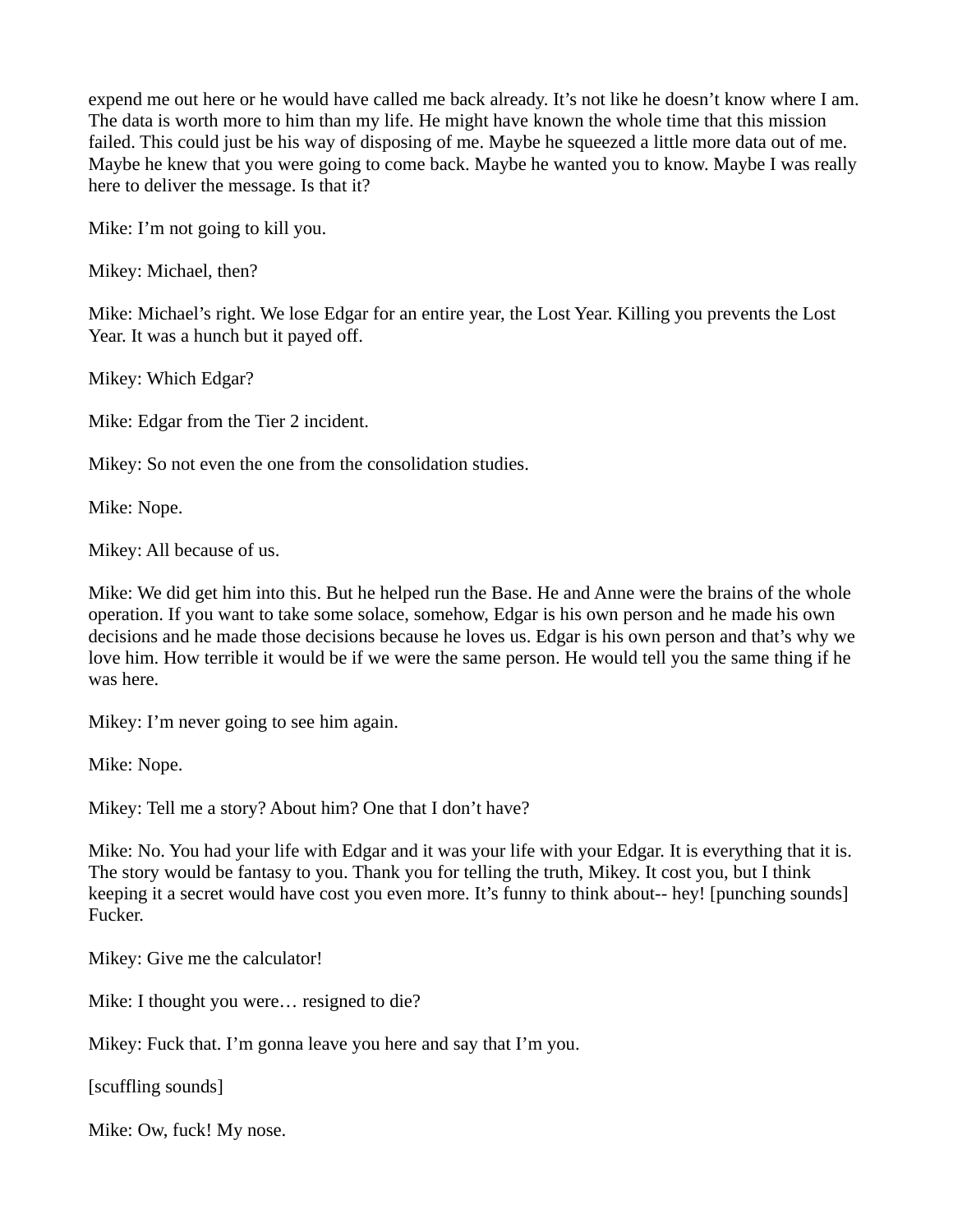expend me out here or he would have called me back already. It's not like he doesn't know where I am. The data is worth more to him than my life. He might have known the whole time that this mission failed. This could just be his way of disposing of me. Maybe he squeezed a little more data out of me. Maybe he knew that you were going to come back. Maybe he wanted you to know. Maybe I was really here to deliver the message. Is that it?

Mike: I'm not going to kill you.

Mikey: Michael, then?

Mike: Michael's right. We lose Edgar for an entire year, the Lost Year. Killing you prevents the Lost Year. It was a hunch but it payed off.

Mikey: Which Edgar?

Mike: Edgar from the Tier 2 incident.

Mikey: So not even the one from the consolidation studies.

Mike: Nope.

Mikey: All because of us.

Mike: We did get him into this. But he helped run the Base. He and Anne were the brains of the whole operation. If you want to take some solace, somehow, Edgar is his own person and he made his own decisions and he made those decisions because he loves us. Edgar is his own person and that's why we love him. How terrible it would be if we were the same person. He would tell you the same thing if he was here.

Mikey: I'm never going to see him again.

Mike: Nope.

Mikey: Tell me a story? About him? One that I don't have?

Mike: No. You had your life with Edgar and it was your life with your Edgar. It is everything that it is. The story would be fantasy to you. Thank you for telling the truth, Mikey. It cost you, but I think keeping it a secret would have cost you even more. It's funny to think about-- hey! [punching sounds] Fucker.

Mikey: Give me the calculator!

Mike: I thought you were… resigned to die?

Mikey: Fuck that. I'm gonna leave you here and say that I'm you.

[scuffling sounds]

Mike: Ow, fuck! My nose.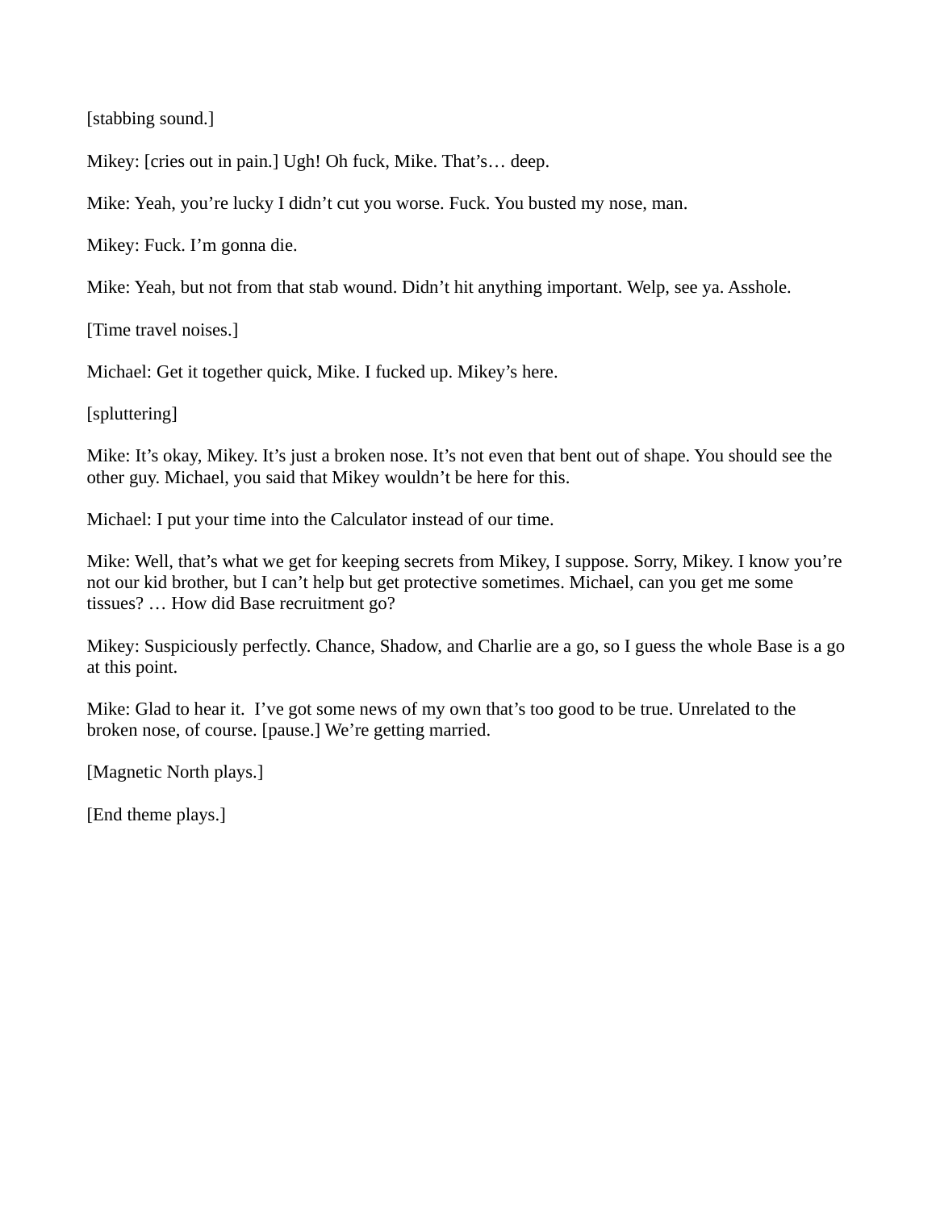[stabbing sound.]

Mikey: [cries out in pain.] Ugh! Oh fuck, Mike. That's… deep.

Mike: Yeah, you're lucky I didn't cut you worse. Fuck. You busted my nose, man.

Mikey: Fuck. I'm gonna die.

Mike: Yeah, but not from that stab wound. Didn't hit anything important. Welp, see ya. Asshole.

[Time travel noises.]

Michael: Get it together quick, Mike. I fucked up. Mikey's here.

[spluttering]

Mike: It's okay, Mikey. It's just a broken nose. It's not even that bent out of shape. You should see the other guy. Michael, you said that Mikey wouldn't be here for this.

Michael: I put your time into the Calculator instead of our time.

Mike: Well, that's what we get for keeping secrets from Mikey, I suppose. Sorry, Mikey. I know you're not our kid brother, but I can't help but get protective sometimes. Michael, can you get me some tissues? … How did Base recruitment go?

Mikey: Suspiciously perfectly. Chance, Shadow, and Charlie are a go, so I guess the whole Base is a go at this point.

Mike: Glad to hear it. I've got some news of my own that's too good to be true. Unrelated to the broken nose, of course. [pause.] We're getting married.

[Magnetic North plays.]

[End theme plays.]